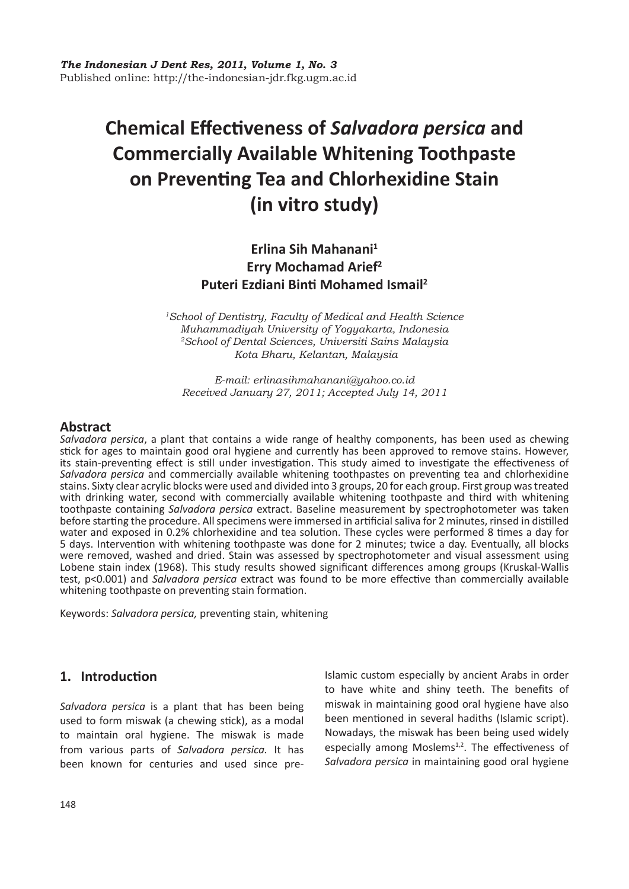*The Indonesian J Dent Res, 2011, Volume 1, No. 3*
Published online: http://the-indonesian-jdr.fkg.ugm.ac.id

# Chemical Effectiveness of *Salvadora persica* and Commercially Available Whitening Toothpaste on Preventing Tea and Chlorhexidine Stain (in vitro study)

**Erlina Sih Mahanani[1]**
**Erry Mochamad Arief[2]**
**Puteri Ezdiani Binti Mohamed Ismail[2]**

*[1]School of Dentistry, Faculty of Medical and Health Science*
*Muhammadiyah University of Yogyakarta, Indonesia*
*[2]School of Dental Sciences, Universiti Sains Malaysia*
*Kota Bharu, Kelantan, Malaysia*

*E-mail: erlinasihmahanani@yahoo.co.id*
*Received January 27, 2011; Accepted July 14, 2011*

## Abstract

*Salvadora persica*, a plant that contains a wide range of healthy components, has been used as chewing stick for ages to maintain good oral hygiene and currently has been approved to remove stains. However, its stain-preventing effect is still under investigation. This study aimed to investigate the effectiveness of *Salvadora persica* and commercially available whitening toothpastes on preventing tea and chlorhexidine stains. Sixty clear acrylic blocks were used and divided into 3 groups, 20 for each group. First group was treated with drinking water, second with commercially available whitening toothpaste and third with whitening toothpaste containing *Salvadora persica* extract. Baseline measurement by spectrophotometer was taken before starting the procedure. All specimens were immersed in artificial saliva for 2 minutes, rinsed in distilled water and exposed in 0.2% chlorhexidine and tea solution. These cycles were performed 8 times a day for 5 days. Intervention with whitening toothpaste was done for 2 minutes; twice a day. Eventually, all blocks were removed, washed and dried. Stain was assessed by spectrophotometer and visual assessment using Lobene stain index (1968). This study results showed significant differences among groups (Kruskal-Wallis test, $p<0.001$) and *Salvadora persica* extract was found to be more effective than commercially available whitening toothpaste on preventing stain formation.

Keywords: *Salvadora persica,* preventing stain, whitening

## 1. Introduction

*Salvadora persica* is a plant that has been being used to form miswak (a chewing stick), as a modal to maintain oral hygiene. The miswak is made from various parts of *Salvadora persica.* It has been known for centuries and used since pre-Islamic custom especially by ancient Arabs in order to have white and shiny teeth. The benefits of miswak in maintaining good oral hygiene have also been mentioned in several hadiths (Islamic script). Nowadays, the miswak has been being used widely especially among Moslems[1,2]. The effectiveness of *Salvadora persica* in maintaining good oral hygiene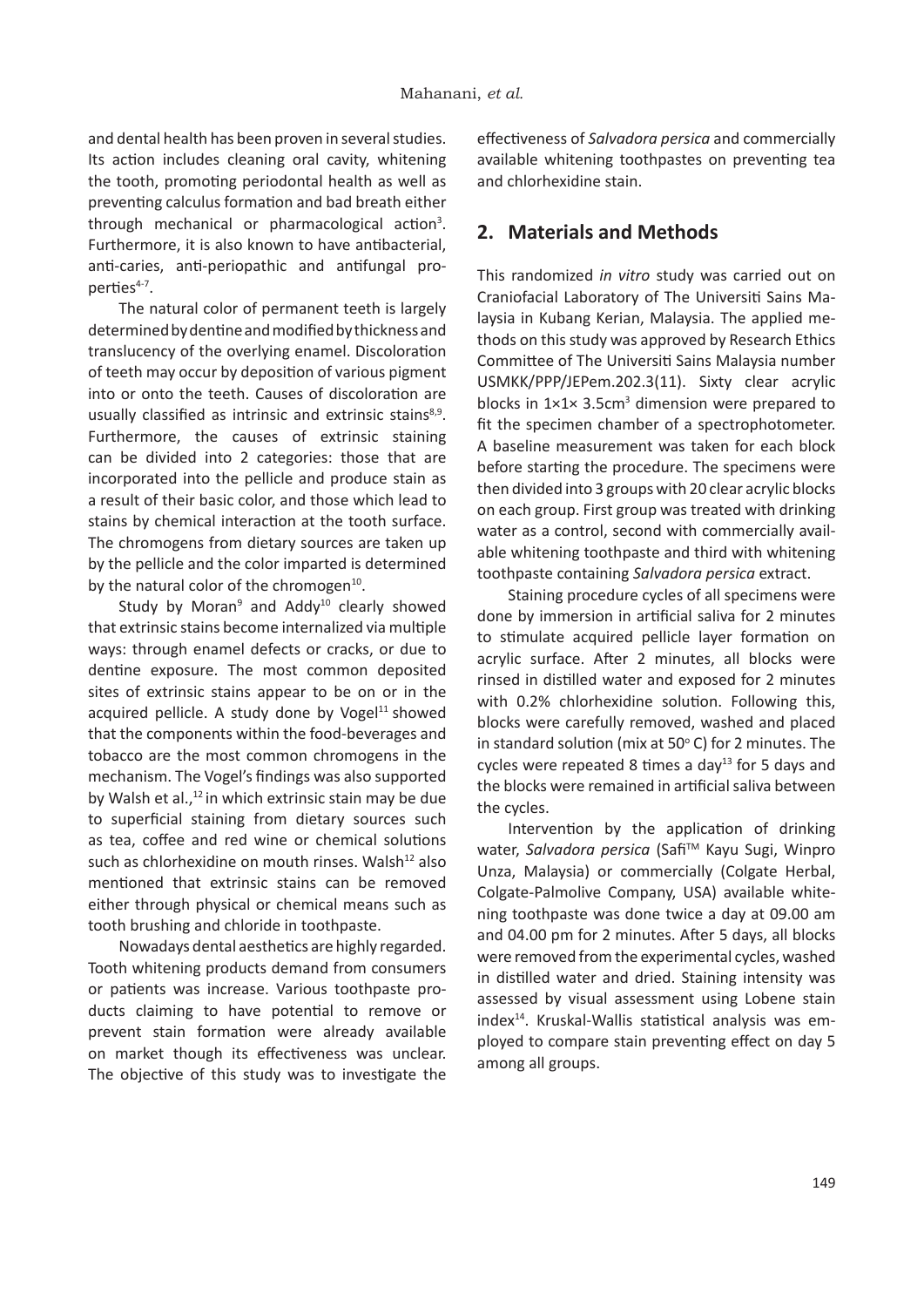and dental health has been proven in several studies. Its action includes cleaning oral cavity, whitening the tooth, promoting periodontal health as well as preventing calculus formation and bad breath either through mechanical or pharmacological action[3]. Furthermore, it is also known to have antibacterial, anti-caries, anti-periopathic and antifungal properties[4-7].

The natural color of permanent teeth is largely determined by dentine and modified by thickness and translucency of the overlying enamel. Discoloration of teeth may occur by deposition of various pigment into or onto the teeth. Causes of discoloration are usually classified as intrinsic and extrinsic stains[8,9]. Furthermore, the causes of extrinsic staining can be divided into 2 categories: those that are incorporated into the pellicle and produce stain as a result of their basic color, and those which lead to stains by chemical interaction at the tooth surface. The chromogens from dietary sources are taken up by the pellicle and the color imparted is determined by the natural color of the chromogen[10].

Study by Moran[9] and Addy[10] clearly showed that extrinsic stains become internalized via multiple ways: through enamel defects or cracks, or due to dentine exposure. The most common deposited sites of extrinsic stains appear to be on or in the acquired pellicle. A study done by Vogel[11] showed that the components within the food-beverages and tobacco are the most common chromogens in the mechanism. The Vogel's findings was also supported by Walsh et al.,[12] in which extrinsic stain may be due to superficial staining from dietary sources such as tea, coffee and red wine or chemical solutions such as chlorhexidine on mouth rinses. Walsh[12] also mentioned that extrinsic stains can be removed either through physical or chemical means such as tooth brushing and chloride in toothpaste.

Nowadays dental aesthetics are highly regarded. Tooth whitening products demand from consumers or patients was increase. Various toothpaste products claiming to have potential to remove or prevent stain formation were already available on market though its effectiveness was unclear. The objective of this study was to investigate the effectiveness of *Salvadora persica* and commercially available whitening toothpastes on preventing tea and chlorhexidine stain.

## 2. Materials and Methods

This randomized *in vitro* study was carried out on Craniofacial Laboratory of The Universiti Sains Malaysia in Kubang Kerian, Malaysia. The applied methods on this study was approved by Research Ethics Committee of The Universiti Sains Malaysia number USMKK/PPP/JEPem.202.3(11). Sixty clear acrylic blocks in 1×1× 3.5cm$^3$ dimension were prepared to fit the specimen chamber of a spectrophotometer. A baseline measurement was taken for each block before starting the procedure. The specimens were then divided into 3 groups with 20 clear acrylic blocks on each group. First group was treated with drinking water as a control, second with commercially available whitening toothpaste and third with whitening toothpaste containing *Salvadora persica* extract.

Staining procedure cycles of all specimens were done by immersion in artificial saliva for 2 minutes to stimulate acquired pellicle layer formation on acrylic surface. After 2 minutes, all blocks were rinsed in distilled water and exposed for 2 minutes with 0.2% chlorhexidine solution. Following this, blocks were carefully removed, washed and placed in standard solution (mix at 50$^{\circ}$ C) for 2 minutes. The cycles were repeated 8 times a day[13] for 5 days and the blocks were remained in artificial saliva between the cycles.

Intervention by the application of drinking water, *Salvadora persica* (Safi™ Kayu Sugi, Winpro Unza, Malaysia) or commercially (Colgate Herbal, Colgate-Palmolive Company, USA) available whitening toothpaste was done twice a day at 09.00 am and 04.00 pm for 2 minutes. After 5 days, all blocks were removed from the experimental cycles, washed in distilled water and dried. Staining intensity was assessed by visual assessment using Lobene stain index[14]. Kruskal-Wallis statistical analysis was employed to compare stain preventing effect on day 5 among all groups.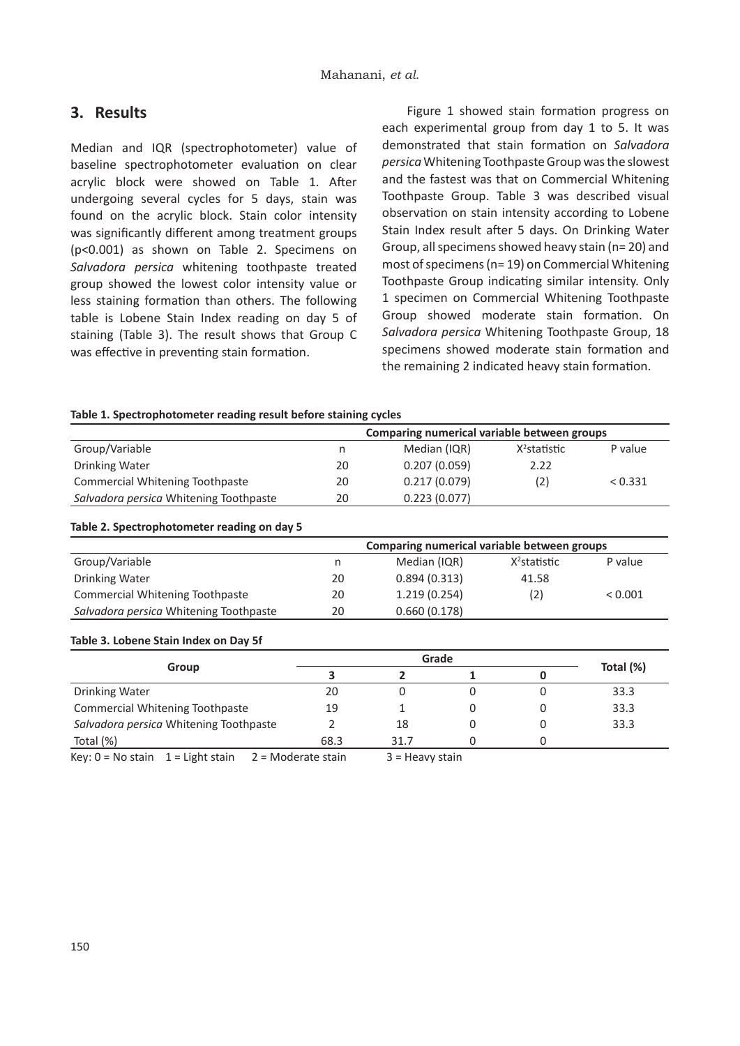## 3. Results

Median and IQR (spectrophotometer) value of baseline spectrophotometer evaluation on clear acrylic block were showed on Table 1. After undergoing several cycles for 5 days, stain was found on the acrylic block. Stain color intensity was significantly different among treatment groups ($p<0.001$) as shown on Table 2. Specimens on *Salvadora persica* whitening toothpaste treated group showed the lowest color intensity value or less staining formation than others. The following table is Lobene Stain Index reading on day 5 of staining (Table 3). The result shows that Group C was effective in preventing stain formation.

Figure 1 showed stain formation progress on each experimental group from day 1 to 5. It was demonstrated that stain formation on *Salvadora persica* Whitening Toothpaste Group was the slowest and the fastest was that on Commercial Whitening Toothpaste Group. Table 3 was described visual observation on stain intensity according to Lobene Stain Index result after 5 days. On Drinking Water Group, all specimens showed heavy stain (n= 20) and most of specimens (n= 19) on Commercial Whitening Toothpaste Group indicating similar intensity. Only 1 specimen on Commercial Whitening Toothpaste Group showed moderate stain formation. On *Salvadora persica* Whitening Toothpaste Group, 18 specimens showed moderate stain formation and the remaining 2 indicated heavy stain formation.

**Table 1. Spectrophotometer reading result before staining cycles**

| | | Comparing numerical variable between groups | | |
|---|---|---|---|---|
| Group/Variable | n | Median (IQR) | $X^2$statistic | P value |
| Drinking Water | 20 | 0.207 (0.059) | 2.22 | |
| Commercial Whitening Toothpaste | 20 | 0.217 (0.079) | (2) | < 0.331 |
| *Salvadora persica* Whitening Toothpaste | 20 | 0.223 (0.077) | | |

**Table 2. Spectrophotometer reading on day 5**

| | | Comparing numerical variable between groups | | |
|---|---|---|---|---|
| Group/Variable | n | Median (IQR) | $X^2$statistic | P value |
| Drinking Water | 20 | 0.894 (0.313) | 41.58 | |
| Commercial Whitening Toothpaste | 20 | 1.219 (0.254) | (2) | < 0.001 |
| *Salvadora persica* Whitening Toothpaste | 20 | 0.660 (0.178) | | |

**Table 3. Lobene Stain Index on Day 5f**

| Group | Grade | | | | Total (%) |
|---|---|---|---|---|---|
| | 3 | 2 | 1 | 0 | |
| Drinking Water | 20 | 0 | 0 | 0 | 33.3 |
| Commercial Whitening Toothpaste | 19 | 1 | 0 | 0 | 33.3 |
| *Salvadora persica* Whitening Toothpaste | 2 | 18 | 0 | 0 | 33.3 |
| Total (%) | 68.3 | 31.7 | 0 | 0 | |

Key: 0 = No stain 1 = Light stain 2 = Moderate stain 3 = Heavy stain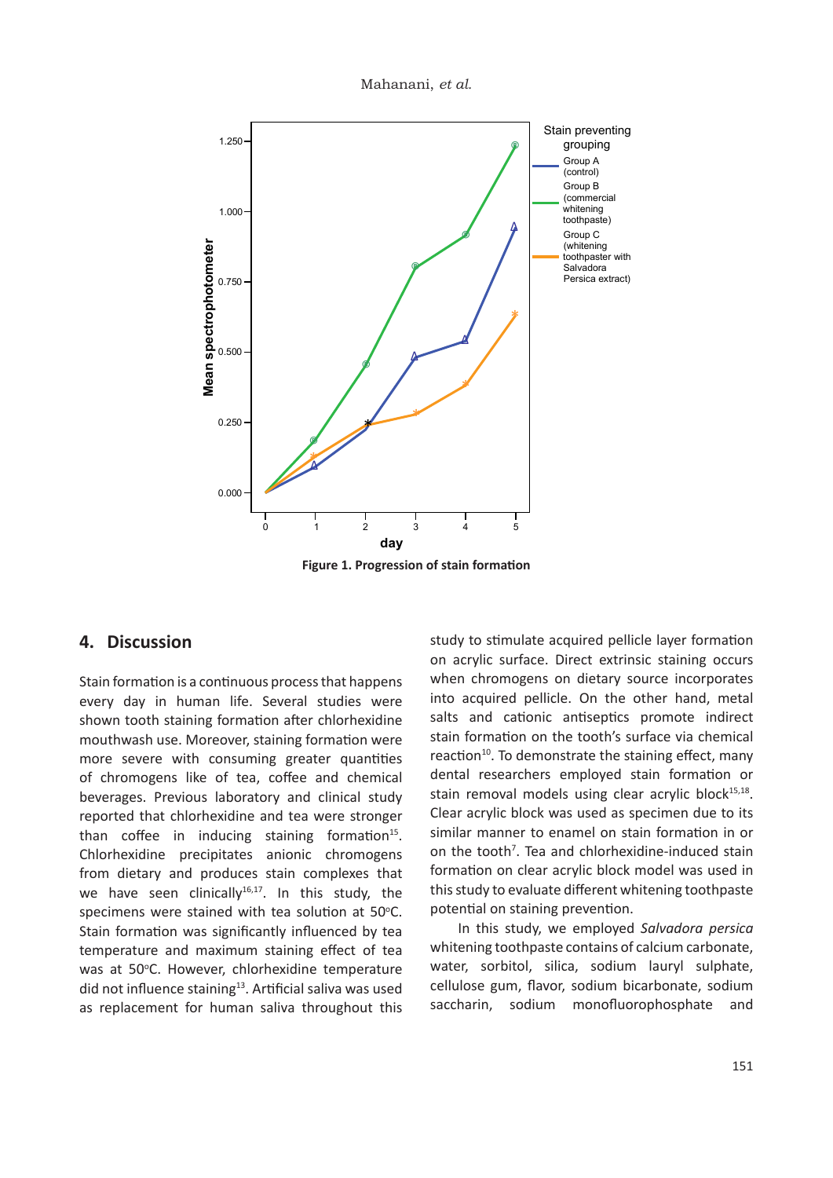Figure 1. Progression of stain formation

## 4. Discussion

Stain formation is a continuous process that happens every day in human life. Several studies were shown tooth staining formation after chlorhexidine mouthwash use. Moreover, staining formation were more severe with consuming greater quantities of chromogens like of tea, coffee and chemical beverages. Previous laboratory and clinical study reported that chlorhexidine and tea were stronger than coffee in inducing staining formation[15]. Chlorhexidine precipitates anionic chromogens from dietary and produces stain complexes that we have seen clinically[16,17]. In this study, the specimens were stained with tea solution at 50°C. Stain formation was significantly influenced by tea temperature and maximum staining effect of tea was at 50°C. However, chlorhexidine temperature did not influence staining[13]. Artificial saliva was used as replacement for human saliva throughout this study to stimulate acquired pellicle layer formation on acrylic surface. Direct extrinsic staining occurs when chromogens on dietary source incorporates into acquired pellicle. On the other hand, metal salts and cationic antiseptics promote indirect stain formation on the tooth's surface via chemical reaction[10]. To demonstrate the staining effect, many dental researchers employed stain formation or stain removal models using clear acrylic block[15,18]. Clear acrylic block was used as specimen due to its similar manner to enamel on stain formation in or on the tooth[7]. Tea and chlorhexidine-induced stain formation on clear acrylic block model was used in this study to evaluate different whitening toothpaste potential on staining prevention.

In this study, we employed *Salvadora persica* whitening toothpaste contains of calcium carbonate, water, sorbitol, silica, sodium lauryl sulphate, cellulose gum, flavor, sodium bicarbonate, sodium saccharin, sodium monofluorophosphate and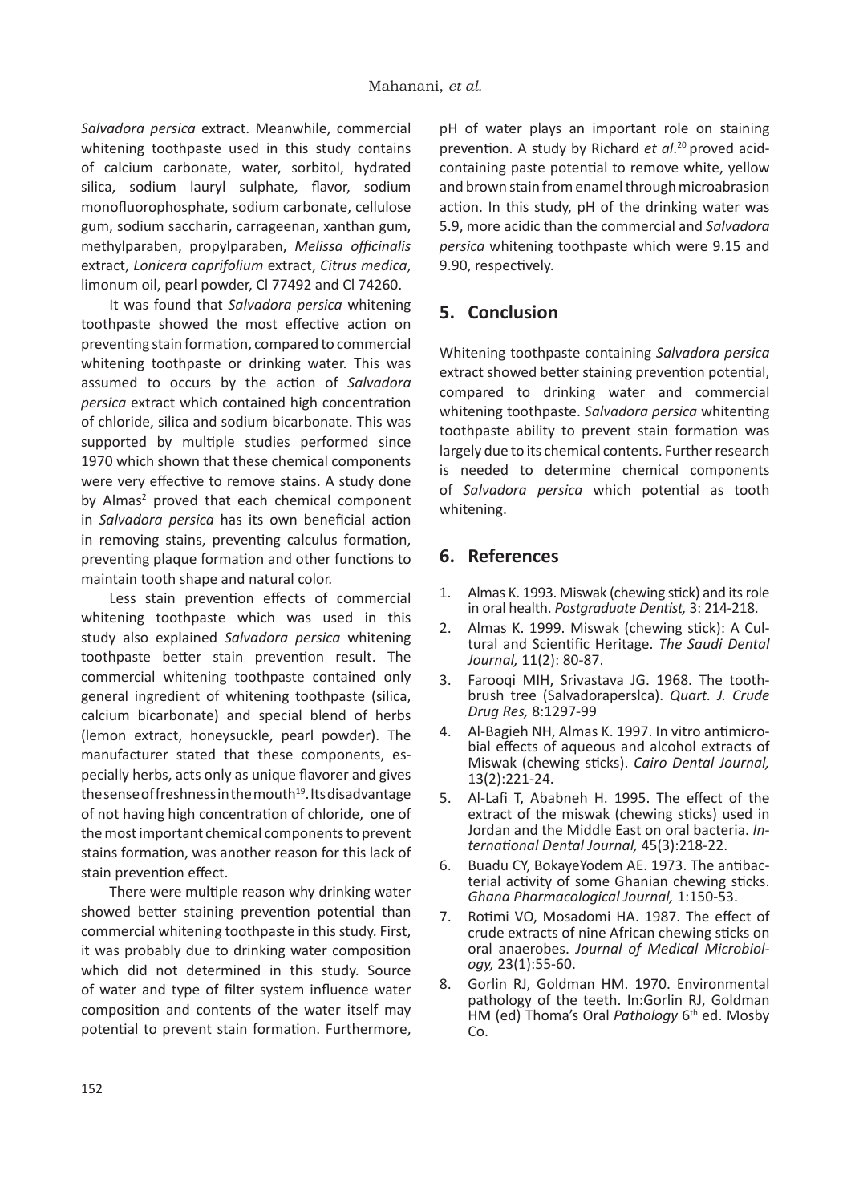*Salvadora persica* extract. Meanwhile, commercial whitening toothpaste used in this study contains of calcium carbonate, water, sorbitol, hydrated silica, sodium lauryl sulphate, flavor, sodium monofluorophosphate, sodium carbonate, cellulose gum, sodium saccharin, carrageenan, xanthan gum, methylparaben, propylparaben, *Melissa officinalis* extract, *Lonicera caprifolium* extract, *Citrus medica*, limonum oil, pearl powder, Cl 77492 and Cl 74260.

It was found that *Salvadora persica* whitening toothpaste showed the most effective action on preventing stain formation, compared to commercial whitening toothpaste or drinking water. This was assumed to occurs by the action of *Salvadora persica* extract which contained high concentration of chloride, silica and sodium bicarbonate. This was supported by multiple studies performed since 1970 which shown that these chemical components were very effective to remove stains. A study done by Almas[2] proved that each chemical component in *Salvadora persica* has its own beneficial action in removing stains, preventing calculus formation, preventing plaque formation and other functions to maintain tooth shape and natural color.

Less stain prevention effects of commercial whitening toothpaste which was used in this study also explained *Salvadora persica* whitening toothpaste better stain prevention result. The commercial whitening toothpaste contained only general ingredient of whitening toothpaste (silica, calcium bicarbonate) and special blend of herbs (lemon extract, honeysuckle, pearl powder). The manufacturer stated that these components, especially herbs, acts only as unique flavorer and gives the sense of freshness in the mouth[19]. Its disadvantage of not having high concentration of chloride, one of the most important chemical components to prevent stains formation, was another reason for this lack of stain prevention effect.

There were multiple reason why drinking water showed better staining prevention potential than commercial whitening toothpaste in this study. First, it was probably due to drinking water composition which did not determined in this study. Source of water and type of filter system influence water composition and contents of the water itself may potential to prevent stain formation. Furthermore, pH of water plays an important role on staining prevention. A study by Richard *et al*.[20] proved acid-containing paste potential to remove white, yellow and brown stain from enamel through microabrasion action. In this study, pH of the drinking water was 5.9, more acidic than the commercial and *Salvadora persica* whitening toothpaste which were 9.15 and 9.90, respectively.

## 5. Conclusion

Whitening toothpaste containing *Salvadora persica* extract showed better staining prevention potential, compared to drinking water and commercial whitening toothpaste. *Salvadora persica* whitenting toothpaste ability to prevent stain formation was largely due to its chemical contents. Further research is needed to determine chemical components of *Salvadora persica* which potential as tooth whitening.

## 6. References

1. Almas K. 1993. Miswak (chewing stick) and its role in oral health. *Postgraduate Dentist,* 3: 214-218.
2. Almas K. 1999. Miswak (chewing stick): A Cultural and Scientific Heritage. *The Saudi Dental Journal,* 11(2): 80-87.
3. Farooqi MIH, Srivastava JG. 1968. The toothbrush tree (Salvadoraperslca). *Quart. J. Crude Drug Res,* 8:1297-99
4. Al-Bagieh NH, Almas K. 1997. In vitro antimicrobial effects of aqueous and alcohol extracts of Miswak (chewing sticks). *Cairo Dental Journal,* 13(2):221-24.
5. Al-Lafi T, Ababneh H. 1995. The effect of the extract of the miswak (chewing sticks) used in Jordan and the Middle East on oral bacteria. *International Dental Journal,* 45(3):218-22.
6. Buadu CY, BokayeYodem AE. 1973. The antibacterial activity of some Ghanian chewing sticks. *Ghana Pharmacological Journal,* 1:150-53.
7. Rotimi VO, Mosadomi HA. 1987. The effect of crude extracts of nine African chewing sticks on oral anaerobes. *Journal of Medical Microbiology,* 23(1):55-60.
8. Gorlin RJ, Goldman HM. 1970. Environmental pathology of the teeth. In:Gorlin RJ, Goldman HM (ed) Thoma's Oral *Pathology* 6th ed. Mosby Co.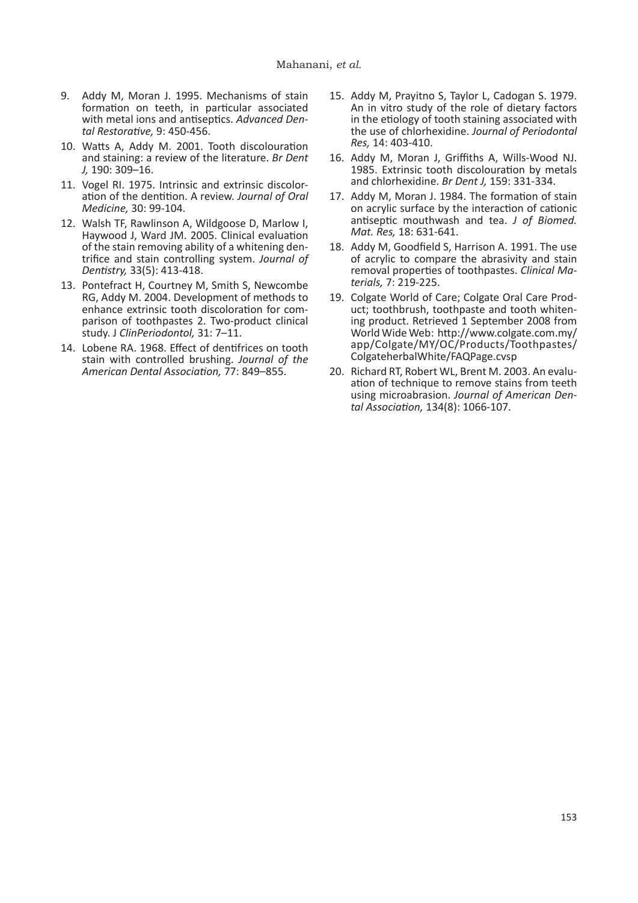9. Addy M, Moran J. 1995. Mechanisms of stain formation on teeth, in particular associated with metal ions and antiseptics. *Advanced Dental Restorative,* 9: 450-456.
10. Watts A, Addy M. 2001. Tooth discolouration and staining: a review of the literature. *Br Dent J,* 190: 309–16.
11. Vogel RI. 1975. Intrinsic and extrinsic discoloration of the dentition. A review. *Journal of Oral Medicine,* 30: 99-104.
12. Walsh TF, Rawlinson A, Wildgoose D, Marlow I, Haywood J, Ward JM. 2005. Clinical evaluation of the stain removing ability of a whitening dentrifice and stain controlling system. *Journal of Dentistry,* 33(5): 413-418.
13. Pontefract H, Courtney M, Smith S, Newcombe RG, Addy M. 2004. Development of methods to enhance extrinsic tooth discoloration for comparison of toothpastes 2. Two-product clinical study. J *ClinPeriodontol,* 31: 7–11.
14. Lobene RA. 1968. Effect of dentifrices on tooth stain with controlled brushing. *Journal of the American Dental Association,* 77: 849–855.
15. Addy M, Prayitno S, Taylor L, Cadogan S. 1979. An in vitro study of the role of dietary factors in the etiology of tooth staining associated with the use of chlorhexidine. *Journal of Periodontal Res,* 14: 403-410.
16. Addy M, Moran J, Griffiths A, Wills-Wood NJ. 1985. Extrinsic tooth discolouration by metals and chlorhexidine. *Br Dent J,* 159: 331-334.
17. Addy M, Moran J. 1984. The formation of stain on acrylic surface by the interaction of cationic antiseptic mouthwash and tea. *J of Biomed. Mat. Res,* 18: 631-641.
18. Addy M, Goodfield S, Harrison A. 1991. The use of acrylic to compare the abrasivity and stain removal properties of toothpastes. *Clinical Materials,* 7: 219-225.
19. Colgate World of Care; Colgate Oral Care Product; toothbrush, toothpaste and tooth whitening product. Retrieved 1 September 2008 from World Wide Web: http://www.colgate.com.my/app/Colgate/MY/OC/Products/Toothpastes/ColgateherbalWhite/FAQPage.cvsp
20. Richard RT, Robert WL, Brent M. 2003. An evaluation of technique to remove stains from teeth using microabrasion. *Journal of American Dental Association,* 134(8): 1066-107.